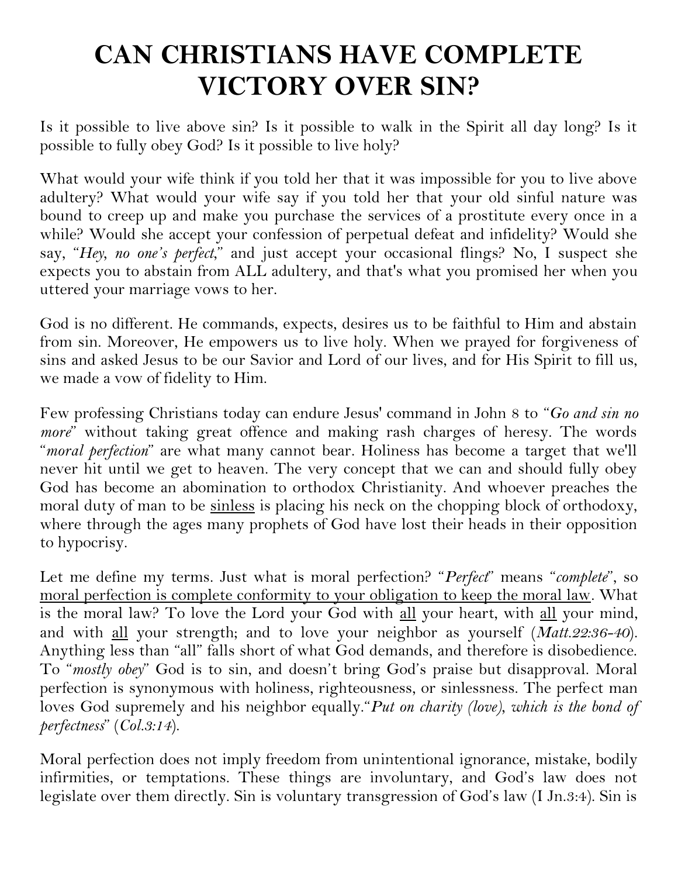# CAN CHRISTIANS HAVE COMPLETE VICTORY OVER SIN?

Is it possible to live above sin? Is it possible to walk in the Spirit all day long? Is it possible to fully obey God? Is it possible to live holy?

What would your wife think if you told her that it was impossible for you to live above adultery? What would your wife say if you told her that your old sinful nature was bound to creep up and make you purchase the services of a prostitute every once in a while? Would she accept your confession of perpetual defeat and infidelity? Would she say, "*Hey, no one's perfect,*" and just accept your occasional flings? No, I suspect she expects you to abstain from ALL adultery, and that's what you promised her when you uttered your marriage vows to her.

God is no different. He commands, expects, desires us to be faithful to Him and abstain from sin. Moreover, He empowers us to live holy. When we prayed for forgiveness of sins and asked Jesus to be our Savior and Lord of our lives, and for His Spirit to fill us, we made a vow of fidelity to Him.

Few professing Christians today can endure Jesus' command in John 8 to "*Go and sin no more*" without taking great offence and making rash charges of heresy. The words "*moral perfection*" are what many cannot bear. Holiness has become a target that we'll never hit until we get to heaven. The very concept that we can and should fully obey God has become an abomination to orthodox Christianity. And whoever preaches the moral duty of man to be <u>sinless</u> is placing his neck on the chopping block of orthodoxy, where through the ages many prophets of God have lost their heads in their opposition to hypocrisy.

Let me define my terms. Just what is moral perfection? "*Perfect*" means "*complete*", so <u>moral perfection is complete conformity to your obligation to keep the moral law</u>. What is the moral law? To love the Lord your God with <u>all</u> your heart, with <u>all</u> your mind, and with <u>all</u> your strength; and to love your neighbor as yourself (*Matt.22:36-40*). Anything less than "all" falls short of what God demands, and therefore is disobedience. To "*mostly obey*" God is to sin, and doesn't bring God's praise but disapproval. Moral perfection is synonymous with holiness, righteousness, or sinlessness. The perfect man loves God supremely and his neighbor equally."*Put on charity (love), which is the bond of perfectness*" (*Col.3:14*).

Moral perfection does not imply freedom from unintentional ignorance, mistake, bodily infirmities, or temptations. These things are involuntary, and God's law does not legislate over them directly. Sin is voluntary transgression of God's law (I Jn.3:4). Sin is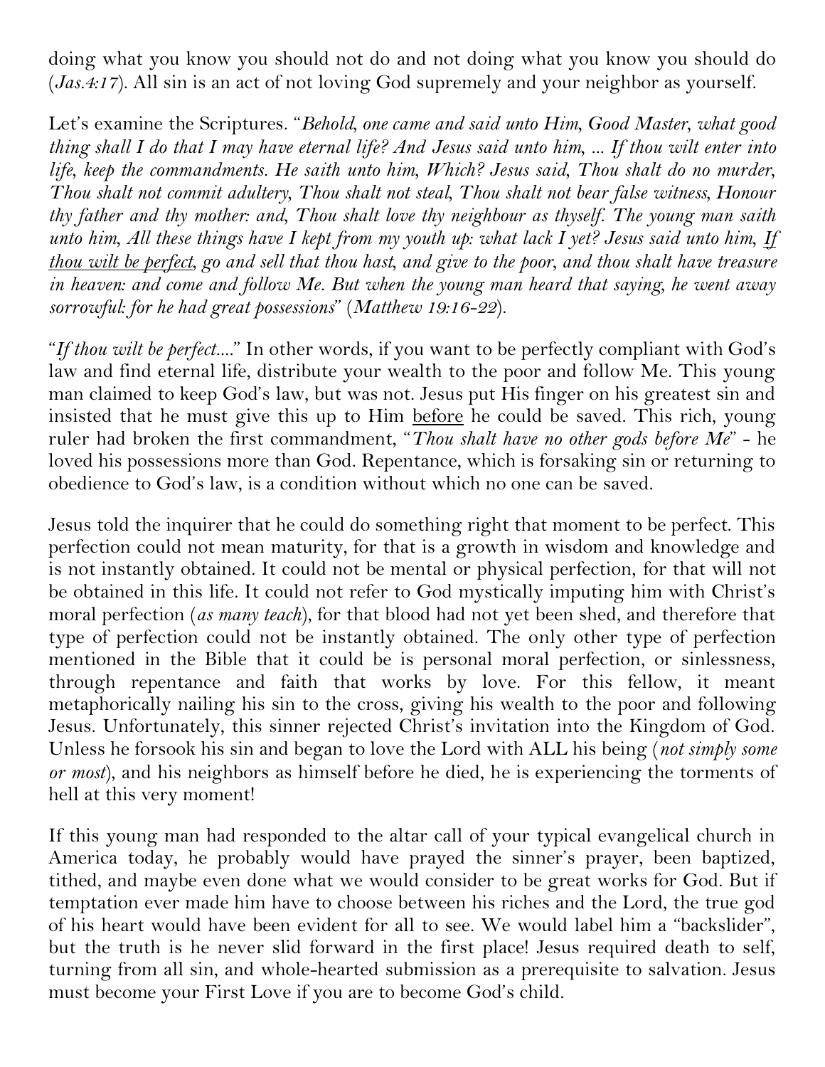doing what you know you should not do and not doing what you know you should do (*Jas.4:17*). All sin is an act of not loving God supremely and your neighbor as yourself.

Let's examine the Scriptures. "*Behold, one came and said unto Him, Good Master, what good thing shall I do that I may have eternal life? And Jesus said unto him, ... If thou wilt enter into life, keep the commandments. He saith unto him, Which? Jesus said, Thou shalt do no murder, Thou shalt not commit adultery, Thou shalt not steal, Thou shalt not bear false witness, Honour thy father and thy mother: and, Thou shalt love thy neighbour as thyself. The young man saith unto him, All these things have I kept from my youth up: what lack I yet? Jesus said unto him, <u>If thou wilt be perfect</u>, go and sell that thou hast, and give to the poor, and thou shalt have treasure in heaven: and come and follow Me. But when the young man heard that saying, he went away sorrowful: for he had great possessions*" (*Matthew 19:16-22*).

"*If thou wilt be perfect....*" In other words, if you want to be perfectly compliant with God's law and find eternal life, distribute your wealth to the poor and follow Me. This young man claimed to keep God's law, but was not. Jesus put His finger on his greatest sin and insisted that he must give this up to Him <u>before</u> he could be saved. This rich, young ruler had broken the first commandment, "*Thou shalt have no other gods before Me*" - he loved his possessions more than God. Repentance, which is forsaking sin or returning to obedience to God's law, is a condition without which no one can be saved.

Jesus told the inquirer that he could do something right that moment to be perfect. This perfection could not mean maturity, for that is a growth in wisdom and knowledge and is not instantly obtained. It could not be mental or physical perfection, for that will not be obtained in this life. It could not refer to God mystically imputing him with Christ's moral perfection (*as many teach*), for that blood had not yet been shed, and therefore that type of perfection could not be instantly obtained. The only other type of perfection mentioned in the Bible that it could be is personal moral perfection, or sinlessness, through repentance and faith that works by love. For this fellow, it meant metaphorically nailing his sin to the cross, giving his wealth to the poor and following Jesus. Unfortunately, this sinner rejected Christ's invitation into the Kingdom of God. Unless he forsook his sin and began to love the Lord with ALL his being (*not simply some or most*), and his neighbors as himself before he died, he is experiencing the torments of hell at this very moment!

If this young man had responded to the altar call of your typical evangelical church in America today, he probably would have prayed the sinner's prayer, been baptized, tithed, and maybe even done what we would consider to be great works for God. But if temptation ever made him have to choose between his riches and the Lord, the true god of his heart would have been evident for all to see. We would label him a "backslider", but the truth is he never slid forward in the first place! Jesus required death to self, turning from all sin, and whole-hearted submission as a prerequisite to salvation. Jesus must become your First Love if you are to become God's child.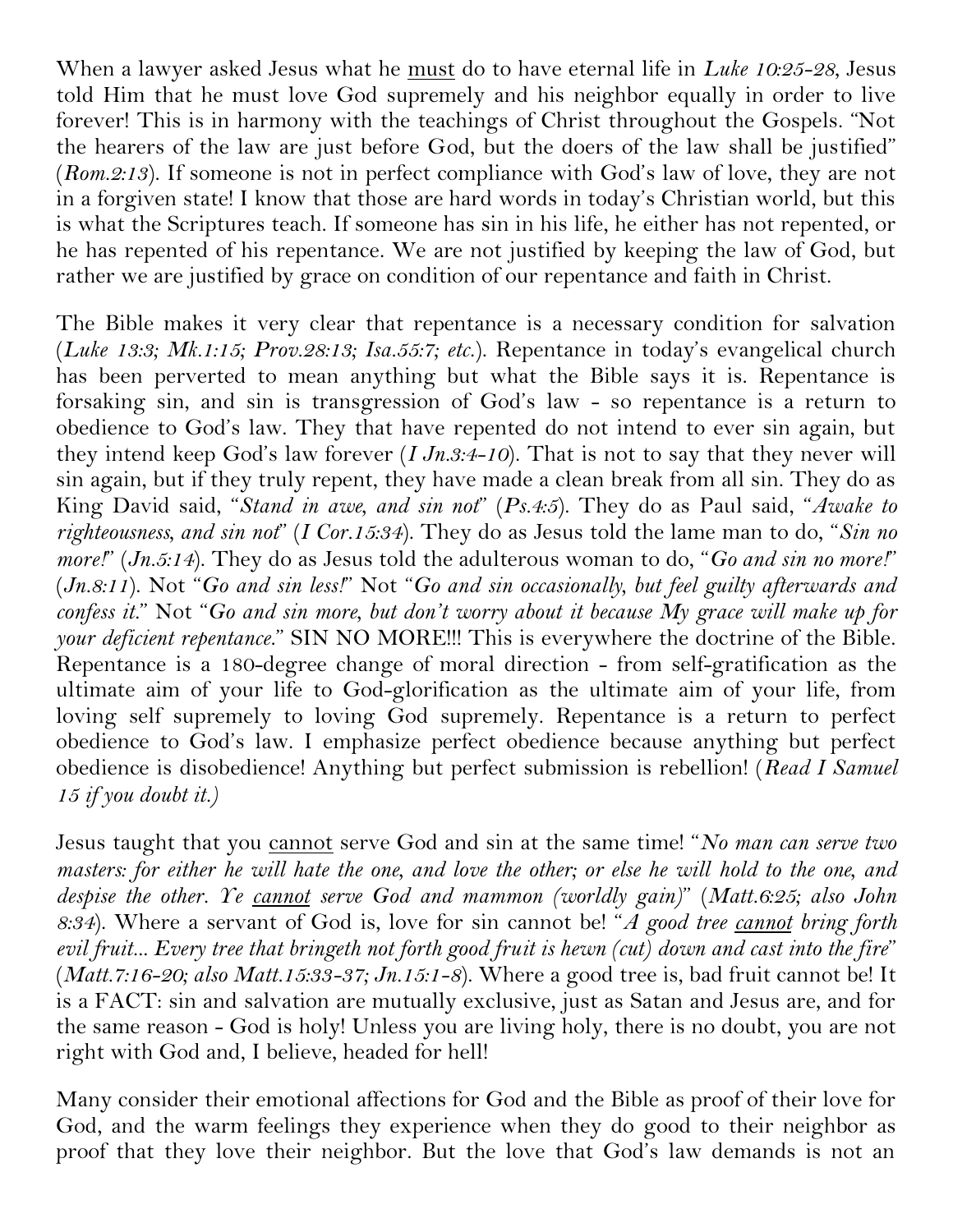When a lawyer asked Jesus what he <u>must</u> do to have eternal life in *Luke 10:25-28*, Jesus told Him that he must love God supremely and his neighbor equally in order to live forever! This is in harmony with the teachings of Christ throughout the Gospels. "Not the hearers of the law are just before God, but the doers of the law shall be justified" (*Rom.2:13*). If someone is not in perfect compliance with God's law of love, they are not in a forgiven state! I know that those are hard words in today's Christian world, but this is what the Scriptures teach. If someone has sin in his life, he either has not repented, or he has repented of his repentance. We are not justified by keeping the law of God, but rather we are justified by grace on condition of our repentance and faith in Christ.

The Bible makes it very clear that repentance is a necessary condition for salvation (*Luke 13:3; Mk.1:15; Prov.28:13; Isa.55:7; etc.*). Repentance in today's evangelical church has been perverted to mean anything but what the Bible says it is. Repentance is forsaking sin, and sin is transgression of God's law - so repentance is a return to obedience to God's law. They that have repented do not intend to ever sin again, but they intend keep God's law forever (*I Jn.3:4-10*). That is not to say that they never will sin again, but if they truly repent, they have made a clean break from all sin. They do as King David said, "*Stand in awe, and sin not*" (*Ps.4:5*). They do as Paul said, "*Awake to righteousness, and sin not*" (*I Cor.15:34*). They do as Jesus told the lame man to do, "*Sin no more!*" (*Jn.5:14*). They do as Jesus told the adulterous woman to do, "*Go and sin no more!*" (*Jn.8:11*). Not "*Go and sin less!*" Not "*Go and sin occasionally, but feel guilty afterwards and confess it.*" Not "*Go and sin more, but don't worry about it because My grace will make up for your deficient repentance.*" SIN NO MORE!!! This is everywhere the doctrine of the Bible. Repentance is a 180-degree change of moral direction - from self-gratification as the ultimate aim of your life to God-glorification as the ultimate aim of your life, from loving self supremely to loving God supremely. Repentance is a return to perfect obedience to God's law. I emphasize perfect obedience because anything but perfect obedience is disobedience! Anything but perfect submission is rebellion! (*Read I Samuel 15 if you doubt it.*)

Jesus taught that you <u>cannot</u> serve God and sin at the same time! "*No man can serve two masters: for either he will hate the one, and love the other; or else he will hold to the one, and despise the other. Ye <u>cannot</u> serve God and mammon (worldly gain)*" (*Matt.6:25; also John 8:34*). Where a servant of God is, love for sin cannot be! "*A good tree <u>cannot</u> bring forth evil fruit... Every tree that bringeth not forth good fruit is hewn (cut) down and cast into the fire*" (*Matt.7:16-20; also Matt.15:33-37; Jn.15:1-8*). Where a good tree is, bad fruit cannot be! It is a FACT: sin and salvation are mutually exclusive, just as Satan and Jesus are, and for the same reason - God is holy! Unless you are living holy, there is no doubt, you are not right with God and, I believe, headed for hell!

Many consider their emotional affections for God and the Bible as proof of their love for God, and the warm feelings they experience when they do good to their neighbor as proof that they love their neighbor. But the love that God's law demands is not an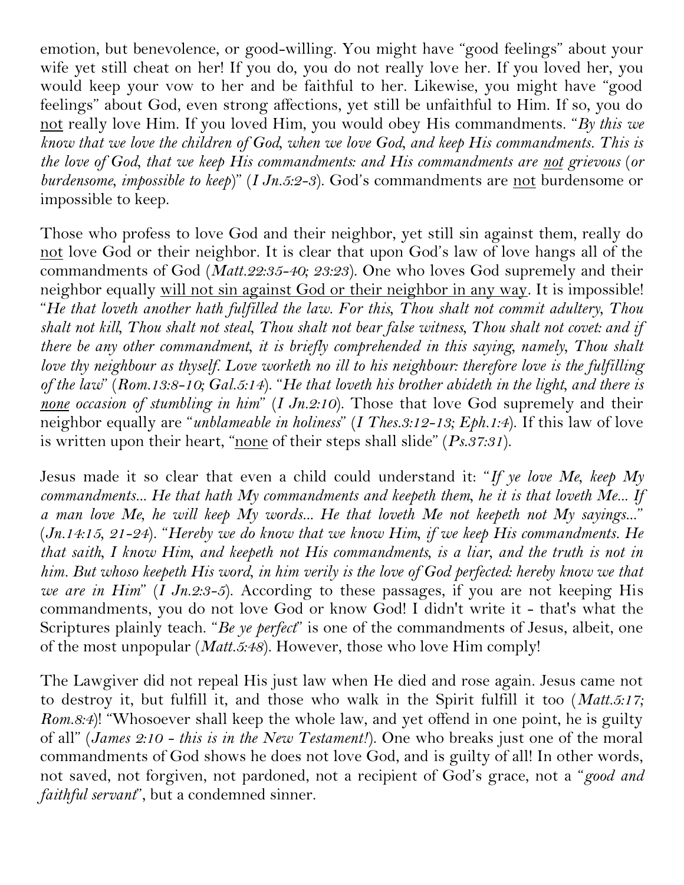emotion, but benevolence, or good-willing. You might have "good feelings" about your wife yet still cheat on her! If you do, you do not really love her. If you loved her, you would keep your vow to her and be faithful to her. Likewise, you might have "good feelings" about God, even strong affections, yet still be unfaithful to Him. If so, you do <u>not</u> really love Him. If you loved Him, you would obey His commandments. "*By this we know that we love the children of God, when we love God, and keep His commandments. This is the love of God, that we keep His commandments: and His commandments are <u>not</u> grievous (or burdensome, impossible to keep)*" (*I Jn.5:2-3*). God's commandments are <u>not</u> burdensome or impossible to keep.

Those who profess to love God and their neighbor, yet still sin against them, really do <u>not</u> love God or their neighbor. It is clear that upon God's law of love hangs all of the commandments of God (*Matt.22:35-40; 23:23*). One who loves God supremely and their neighbor equally <u>will not sin against God or their neighbor in any way</u>. It is impossible! "*He that loveth another hath fulfilled the law. For this, Thou shalt not commit adultery, Thou shalt not kill, Thou shalt not steal, Thou shalt not bear false witness, Thou shalt not covet: and if there be any other commandment, it is briefly comprehended in this saying, namely, Thou shalt love thy neighbour as thyself. Love worketh no ill to his neighbour: therefore love is the fulfilling of the law*" (*Rom.13:8-10; Gal.5:14*). "*He that loveth his brother abideth in the light, and there is <u>none</u> occasion of stumbling in him*" (*I Jn.2:10*). Those that love God supremely and their neighbor equally are "*unblameable in holiness*" (*I Thes.3:12-13; Eph.1:4*). If this law of love is written upon their heart, "<u>none</u> of their steps shall slide" (*Ps.37:31*).

Jesus made it so clear that even a child could understand it: "*If ye love Me, keep My commandments... He that hath My commandments and keepeth them, he it is that loveth Me... If a man love Me, he will keep My words... He that loveth Me not keepeth not My sayings...*" (*Jn.14:15, 21-24*). "*Hereby we do know that we know Him, if we keep His commandments. He that saith, I know Him, and keepeth not His commandments, is a liar, and the truth is not in him. But whoso keepeth His word, in him verily is the love of God perfected: hereby know we that we are in Him*" (*I Jn.2:3-5*). According to these passages, if you are not keeping His commandments, you do not love God or know God! I didn't write it - that's what the Scriptures plainly teach. "*Be ye perfect*" is one of the commandments of Jesus, albeit, one of the most unpopular (*Matt.5:48*). However, those who love Him comply!

The Lawgiver did not repeal His just law when He died and rose again. Jesus came not to destroy it, but fulfill it, and those who walk in the Spirit fulfill it too (*Matt.5:17; Rom.8:4*)! "Whosoever shall keep the whole law, and yet offend in one point, he is guilty of all" (*James 2:10 - this is in the New Testament!*). One who breaks just one of the moral commandments of God shows he does not love God, and is guilty of all! In other words, not saved, not forgiven, not pardoned, not a recipient of God's grace, not a "*good and faithful servant*", but a condemned sinner.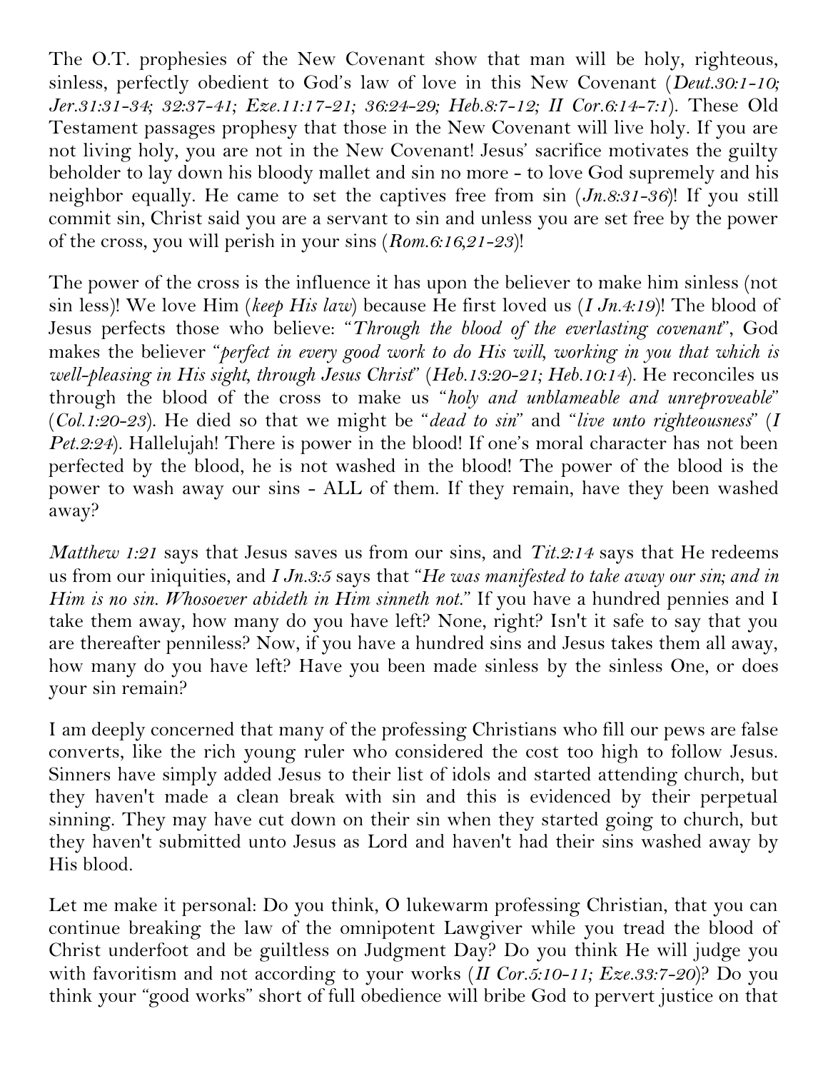The O.T. prophesies of the New Covenant show that man will be holy, righteous, sinless, perfectly obedient to God's law of love in this New Covenant (*Deut.30:1-10; Jer.31:31-34; 32:37-41; Eze.11:17-21; 36:24-29; Heb.8:7-12; II Cor.6:14-7:1*). These Old Testament passages prophesy that those in the New Covenant will live holy. If you are not living holy, you are not in the New Covenant! Jesus' sacrifice motivates the guilty beholder to lay down his bloody mallet and sin no more - to love God supremely and his neighbor equally. He came to set the captives free from sin (*Jn.8:31-36*)! If you still commit sin, Christ said you are a servant to sin and unless you are set free by the power of the cross, you will perish in your sins (*Rom.6:16,21-23*)!

The power of the cross is the influence it has upon the believer to make him sinless (not sin less)! We love Him (*keep His law*) because He first loved us (*I Jn.4:19*)! The blood of Jesus perfects those who believe: "*Through the blood of the everlasting covenant*", God makes the believer "*perfect in every good work to do His will, working in you that which is well-pleasing in His sight, through Jesus Christ*" (*Heb.13:20-21; Heb.10:14*). He reconciles us through the blood of the cross to make us "*holy and unblameable and unreproveable*" (*Col.1:20-23*). He died so that we might be "*dead to sin*" and "*live unto righteousness*" (*I Pet.2:24*). Hallelujah! There is power in the blood! If one's moral character has not been perfected by the blood, he is not washed in the blood! The power of the blood is the power to wash away our sins - ALL of them. If they remain, have they been washed away?

*Matthew 1:21* says that Jesus saves us from our sins, and *Tit.2:14* says that He redeems us from our iniquities, and *I Jn.3:5* says that "*He was manifested to take away our sin; and in Him is no sin. Whosoever abideth in Him sinneth not.*" If you have a hundred pennies and I take them away, how many do you have left? None, right? Isn't it safe to say that you are thereafter penniless? Now, if you have a hundred sins and Jesus takes them all away, how many do you have left? Have you been made sinless by the sinless One, or does your sin remain?

I am deeply concerned that many of the professing Christians who fill our pews are false converts, like the rich young ruler who considered the cost too high to follow Jesus. Sinners have simply added Jesus to their list of idols and started attending church, but they haven't made a clean break with sin and this is evidenced by their perpetual sinning. They may have cut down on their sin when they started going to church, but they haven't submitted unto Jesus as Lord and haven't had their sins washed away by His blood.

Let me make it personal: Do you think, O lukewarm professing Christian, that you can continue breaking the law of the omnipotent Lawgiver while you tread the blood of Christ underfoot and be guiltless on Judgment Day? Do you think He will judge you with favoritism and not according to your works (*II Cor.5:10-11; Eze.33:7-20*)? Do you think your "good works" short of full obedience will bribe God to pervert justice on that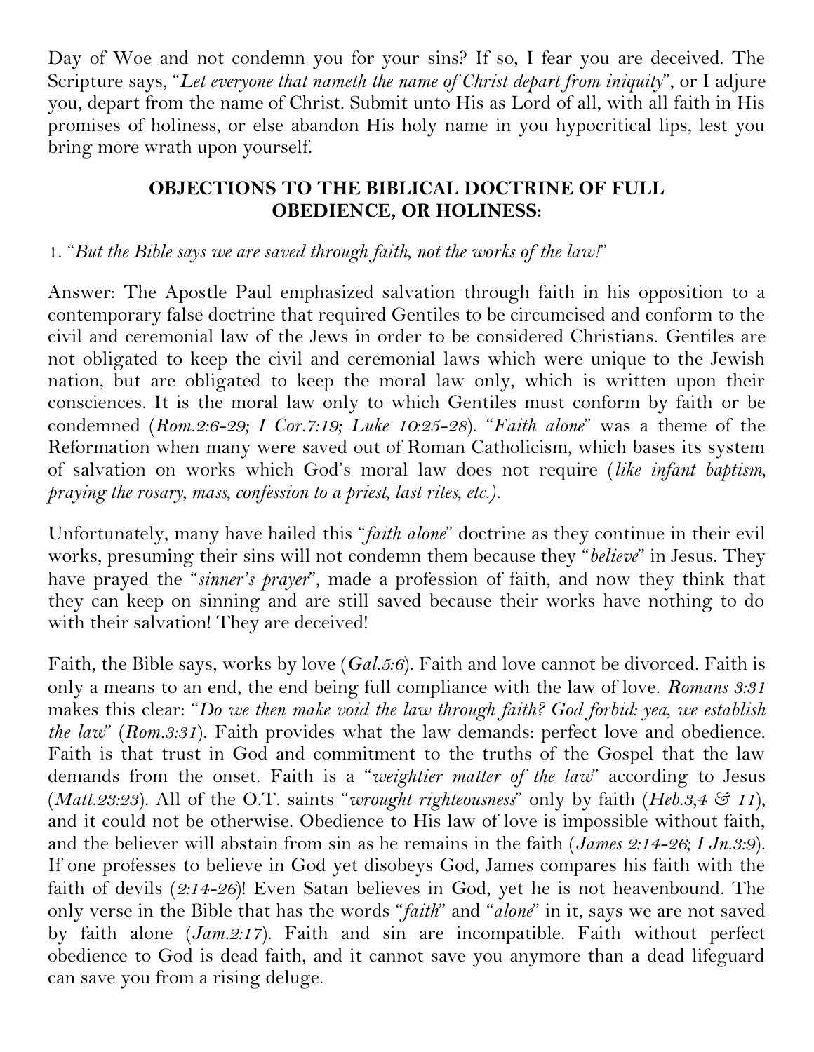Day of Woe and not condemn you for your sins? If so, I fear you are deceived. The Scripture says, "*Let everyone that nameth the name of Christ depart from iniquity*", or I adjure you, depart from the name of Christ. Submit unto His as Lord of all, with all faith in His promises of holiness, or else abandon His holy name in you hypocritical lips, lest you bring more wrath upon yourself.

## OBJECTIONS TO THE BIBLICAL DOCTRINE OF FULL OBEDIENCE, OR HOLINESS:

1. "*But the Bible says we are saved through faith, not the works of the law!*"

Answer: The Apostle Paul emphasized salvation through faith in his opposition to a contemporary false doctrine that required Gentiles to be circumcised and conform to the civil and ceremonial law of the Jews in order to be considered Christians. Gentiles are not obligated to keep the civil and ceremonial laws which were unique to the Jewish nation, but are obligated to keep the moral law only, which is written upon their consciences. It is the moral law only to which Gentiles must conform by faith or be condemned (*Rom.2:6-29; I Cor.7:19; Luke 10:25-28*). "*Faith alone*" was a theme of the Reformation when many were saved out of Roman Catholicism, which bases its system of salvation on works which God's moral law does not require (*like infant baptism, praying the rosary, mass, confession to a priest, last rites, etc.).*

Unfortunately, many have hailed this "*faith alone*" doctrine as they continue in their evil works, presuming their sins will not condemn them because they "*believe*" in Jesus. They have prayed the "*sinner's prayer*", made a profession of faith, and now they think that they can keep on sinning and are still saved because their works have nothing to do with their salvation! They are deceived!

Faith, the Bible says, works by love (*Gal.5:6*). Faith and love cannot be divorced. Faith is only a means to an end, the end being full compliance with the law of love. *Romans 3:31* makes this clear: "*Do we then make void the law through faith? God forbid: yea, we establish the law*" (*Rom.3:31*). Faith provides what the law demands: perfect love and obedience. Faith is that trust in God and commitment to the truths of the Gospel that the law demands from the onset. Faith is a "*weightier matter of the law*" according to Jesus (*Matt.23:23*). All of the O.T. saints "*wrought righteousness*" only by faith (*Heb.3,4 & 11*), and it could not be otherwise. Obedience to His law of love is impossible without faith, and the believer will abstain from sin as he remains in the faith (*James 2:14-26; I Jn.3:9*). If one professes to believe in God yet disobeys God, James compares his faith with the faith of devils (*2:14-26*)! Even Satan believes in God, yet he is not heavenbound. The only verse in the Bible that has the words "*faith*" and "*alone*" in it, says we are not saved by faith alone (*Jam.2:17*). Faith and sin are incompatible. Faith without perfect obedience to God is dead faith, and it cannot save you anymore than a dead lifeguard can save you from a rising deluge.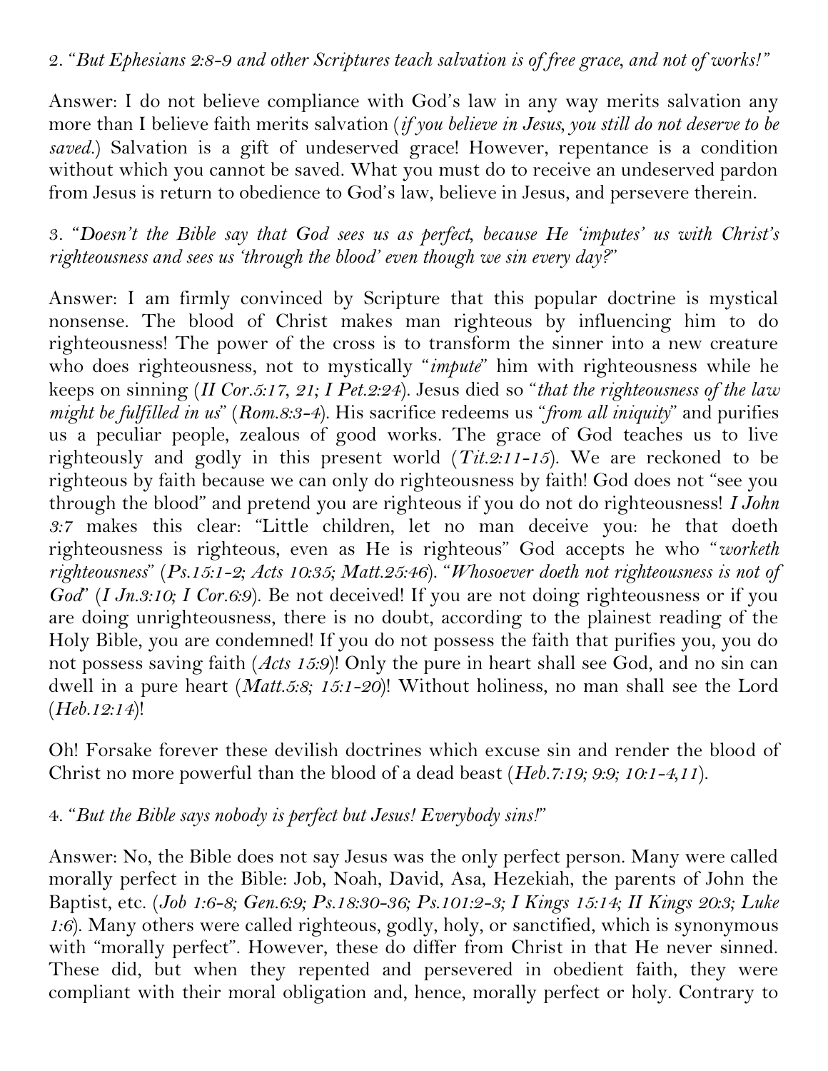2. *"But Ephesians 2:8-9 and other Scriptures teach salvation is of free grace, and not of works!"*

Answer: I do not believe compliance with God's law in any way merits salvation any more than I believe faith merits salvation (*if you believe in Jesus, you still do not deserve to be saved.*) Salvation is a gift of undeserved grace! However, repentance is a condition without which you cannot be saved. What you must do to receive an undeserved pardon from Jesus is return to obedience to God's law, believe in Jesus, and persevere therein.

3. *"Doesn't the Bible say that God sees us as perfect, because He 'imputes' us with Christ's righteousness and sees us 'through the blood' even though we sin every day?"*

Answer: I am firmly convinced by Scripture that this popular doctrine is mystical nonsense. The blood of Christ makes man righteous by influencing him to do righteousness! The power of the cross is to transform the sinner into a new creature who does righteousness, not to mystically "*impute*" him with righteousness while he keeps on sinning (*II Cor.5:17, 21; I Pet.2:24*). Jesus died so "*that the righteousness of the law might be fulfilled in us*" (*Rom.8:3-4*). His sacrifice redeems us "*from all iniquity*" and purifies us a peculiar people, zealous of good works. The grace of God teaches us to live righteously and godly in this present world (*Tit.2:11-15*). We are reckoned to be righteous by faith because we can only do righteousness by faith! God does not "see you through the blood" and pretend you are righteous if you do not do righteousness! *I John 3:7* makes this clear: "Little children, let no man deceive you: he that doeth righteousness is righteous, even as He is righteous" God accepts he who "*worketh righteousness*" (*Ps.15:1-2; Acts 10:35; Matt.25:46*). "*Whosoever doeth not righteousness is not of God*" (*I Jn.3:10; I Cor.6:9*). Be not deceived! If you are not doing righteousness or if you are doing unrighteousness, there is no doubt, according to the plainest reading of the Holy Bible, you are condemned! If you do not possess the faith that purifies you, you do not possess saving faith (*Acts 15:9*)! Only the pure in heart shall see God, and no sin can dwell in a pure heart (*Matt.5:8; 15:1-20*)! Without holiness, no man shall see the Lord (*Heb.12:14*)!

Oh! Forsake forever these devilish doctrines which excuse sin and render the blood of Christ no more powerful than the blood of a dead beast (*Heb.7:19; 9:9; 10:1-4,11*).

4. *"But the Bible says nobody is perfect but Jesus! Everybody sins!"*

Answer: No, the Bible does not say Jesus was the only perfect person. Many were called morally perfect in the Bible: Job, Noah, David, Asa, Hezekiah, the parents of John the Baptist, etc. (*Job 1:6-8; Gen.6:9; Ps.18:30-36; Ps.101:2-3; I Kings 15:14; II Kings 20:3; Luke 1:6*). Many others were called righteous, godly, holy, or sanctified, which is synonymous with "morally perfect". However, these do differ from Christ in that He never sinned. These did, but when they repented and persevered in obedient faith, they were compliant with their moral obligation and, hence, morally perfect or holy. Contrary to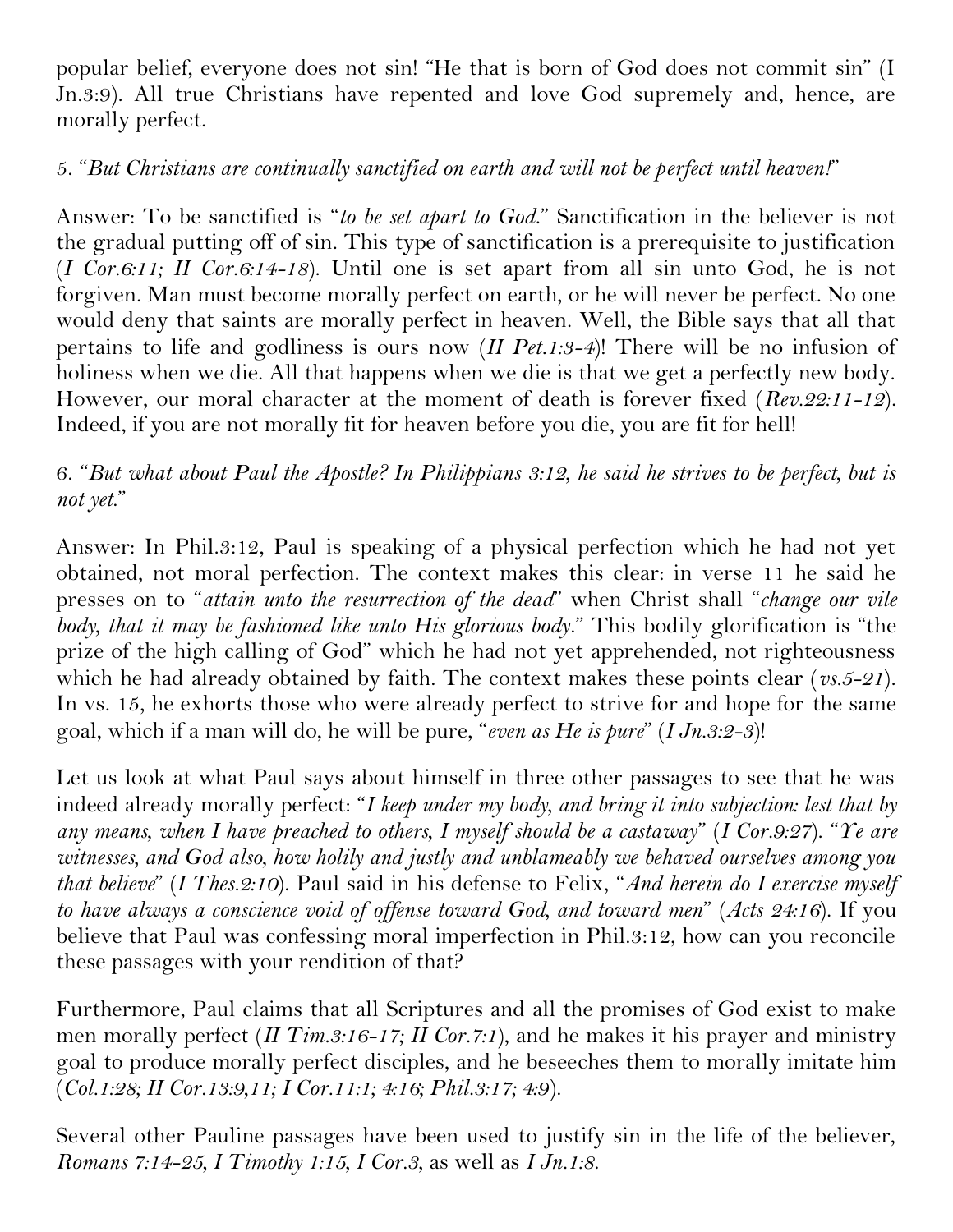popular belief, everyone does not sin! "He that is born of God does not commit sin" (I Jn.3:9). All true Christians have repented and love God supremely and, hence, are morally perfect.

5. "*But Christians are continually sanctified on earth and will not be perfect until heaven!*"

Answer: To be sanctified is "*to be set apart to God.*" Sanctification in the believer is not the gradual putting off of sin. This type of sanctification is a prerequisite to justification (*I Cor.6:11; II Cor.6:14-18*). Until one is set apart from all sin unto God, he is not forgiven. Man must become morally perfect on earth, or he will never be perfect. No one would deny that saints are morally perfect in heaven. Well, the Bible says that all that pertains to life and godliness is ours now (*II Pet.1:3-4*)! There will be no infusion of holiness when we die. All that happens when we die is that we get a perfectly new body. However, our moral character at the moment of death is forever fixed (*Rev.22:11-12*). Indeed, if you are not morally fit for heaven before you die, you are fit for hell!

6. "*But what about Paul the Apostle? In Philippians 3:12, he said he strives to be perfect, but is not yet.*"

Answer: In Phil.3:12, Paul is speaking of a physical perfection which he had not yet obtained, not moral perfection. The context makes this clear: in verse 11 he said he presses on to "*attain unto the resurrection of the dead*" when Christ shall "*change our vile body, that it may be fashioned like unto His glorious body.*" This bodily glorification is "the prize of the high calling of God" which he had not yet apprehended, not righteousness which he had already obtained by faith. The context makes these points clear (*vs.5-21*). In vs. 15, he exhorts those who were already perfect to strive for and hope for the same goal, which if a man will do, he will be pure, "*even as He is pure*" (*I Jn.3:2-3*)!

Let us look at what Paul says about himself in three other passages to see that he was indeed already morally perfect: "*I keep under my body, and bring it into subjection: lest that by any means, when I have preached to others, I myself should be a castaway*" (*I Cor.9:27*). "*Ye are witnesses, and God also, how holily and justly and unblameably we behaved ourselves among you that believe*" (*I Thes.2:10*). Paul said in his defense to Felix, "*And herein do I exercise myself to have always a conscience void of offense toward God, and toward men*" (*Acts 24:16*). If you believe that Paul was confessing moral imperfection in Phil.3:12, how can you reconcile these passages with your rendition of that?

Furthermore, Paul claims that all Scriptures and all the promises of God exist to make men morally perfect (*II Tim.3:16-17; II Cor.7:1*), and he makes it his prayer and ministry goal to produce morally perfect disciples, and he beseeches them to morally imitate him (*Col.1:28; II Cor.13:9,11; I Cor.11:1; 4:16; Phil.3:17; 4:9*).

Several other Pauline passages have been used to justify sin in the life of the believer, *Romans 7:14-25*, *I Timothy 1:15*, *I Cor.3*, as well as *I Jn.1:8*.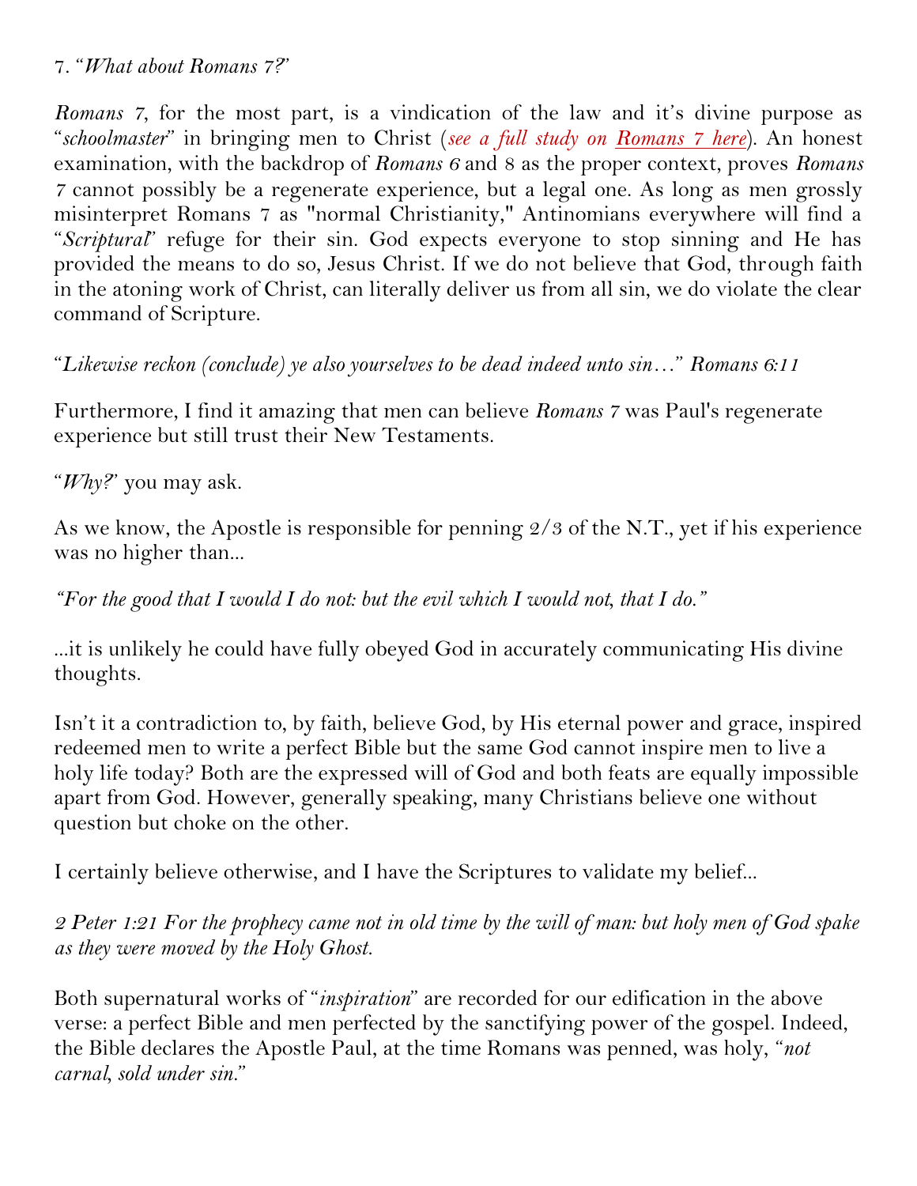7. *"What about Romans 7?"*

*Romans 7*, for the most part, is a vindication of the law and it's divine purpose as "*schoolmaster*" in bringing men to Christ (*see a full study on Romans 7 here*). An honest examination, with the backdrop of *Romans 6* and 8 as the proper context, proves *Romans 7* cannot possibly be a regenerate experience, but a legal one. As long as men grossly misinterpret Romans 7 as "normal Christianity," Antinomians everywhere will find a "*Scriptural*" refuge for their sin. God expects everyone to stop sinning and He has provided the means to do so, Jesus Christ. If we do not believe that God, through faith in the atoning work of Christ, can literally deliver us from all sin, we do violate the clear command of Scripture.

*"Likewise reckon (conclude) ye also yourselves to be dead indeed unto sin…" Romans 6:11*

Furthermore, I find it amazing that men can believe *Romans 7* was Paul's regenerate experience but still trust their New Testaments.

"*Why?*" you may ask.

As we know, the Apostle is responsible for penning 2/3 of the N.T., yet if his experience was no higher than...

*"For the good that I would I do not: but the evil which I would not, that I do."*

...it is unlikely he could have fully obeyed God in accurately communicating His divine thoughts.

Isn't it a contradiction to, by faith, believe God, by His eternal power and grace, inspired redeemed men to write a perfect Bible but the same God cannot inspire men to live a holy life today? Both are the expressed will of God and both feats are equally impossible apart from God. However, generally speaking, many Christians believe one without question but choke on the other.

I certainly believe otherwise, and I have the Scriptures to validate my belief...

*2 Peter 1:21 For the prophecy came not in old time by the will of man: but holy men of God spake as they were moved by the Holy Ghost.*

Both supernatural works of "*inspiration*" are recorded for our edification in the above verse: a perfect Bible and men perfected by the sanctifying power of the gospel. Indeed, the Bible declares the Apostle Paul, at the time Romans was penned, was holy, "*not carnal, sold under sin.*"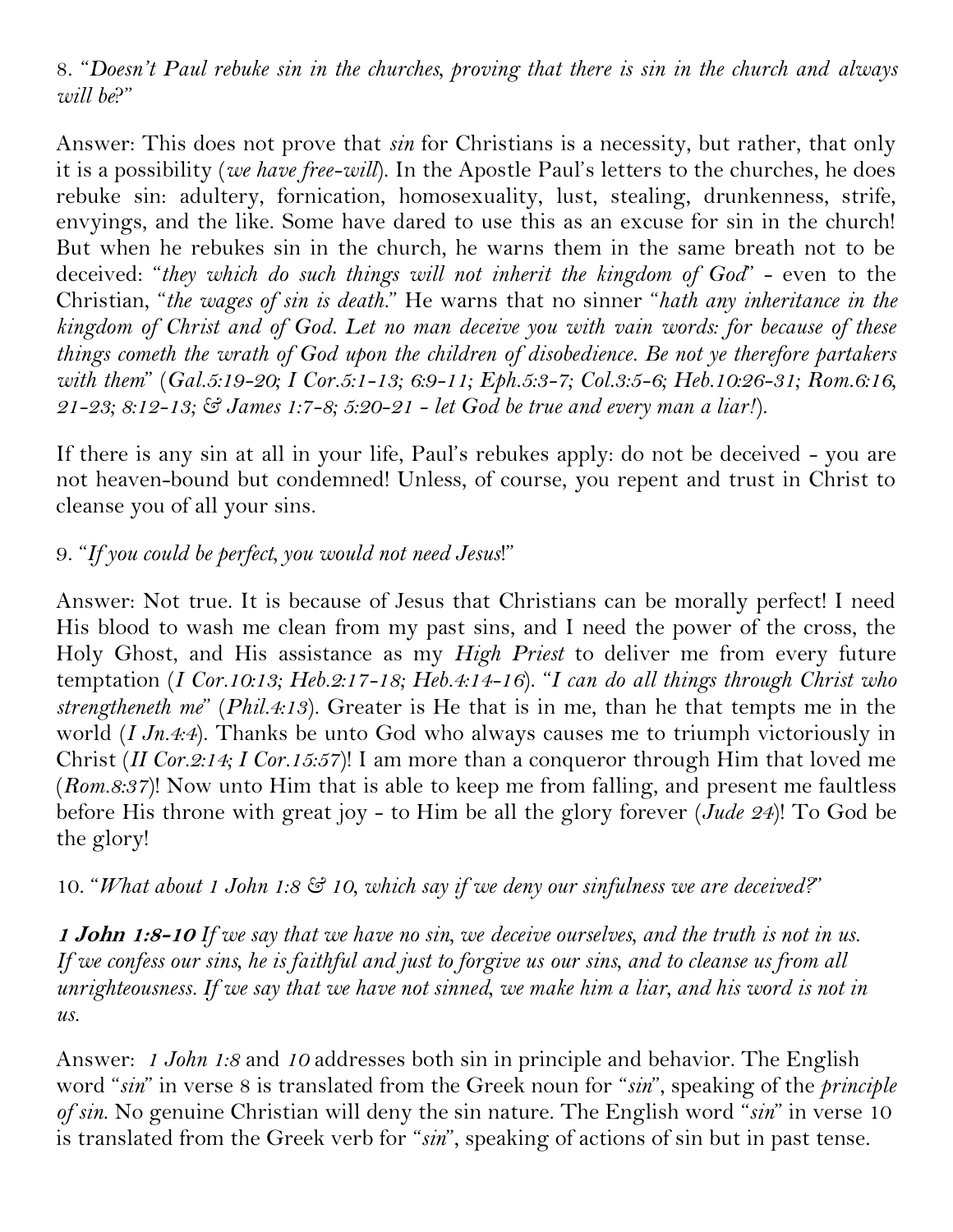8. *"Doesn't Paul rebuke sin in the churches, proving that there is sin in the church and always will be?"*

Answer: This does not prove that *sin* for Christians is a necessity, but rather, that only it is a possibility (*we have free-will*). In the Apostle Paul's letters to the churches, he does rebuke sin: adultery, fornication, homosexuality, lust, stealing, drunkenness, strife, envyings, and the like. Some have dared to use this as an excuse for sin in the church! But when he rebukes sin in the church, he warns them in the same breath not to be deceived: *"they which do such things will not inherit the kingdom of God"* - even to the Christian, *"the wages of sin is death."* He warns that no sinner *"hath any inheritance in the kingdom of Christ and of God. Let no man deceive you with vain words: for because of these things cometh the wrath of God upon the children of disobedience. Be not ye therefore partakers with them"* (*Gal.5:19-20; I Cor.5:1-13; 6:9-11; Eph.5:3-7; Col.3:5-6; Heb.10:26-31; Rom.6:16, 21-23; 8:12-13; & James 1:7-8; 5:20-21 - let God be true and every man a liar!*).

If there is any sin at all in your life, Paul's rebukes apply: do not be deceived - you are not heaven-bound but condemned! Unless, of course, you repent and trust in Christ to cleanse you of all your sins.

9. *"If you could be perfect, you would not need Jesus!"*

Answer: Not true. It is because of Jesus that Christians can be morally perfect! I need His blood to wash me clean from my past sins, and I need the power of the cross, the Holy Ghost, and His assistance as my *High Priest* to deliver me from every future temptation (*I Cor.10:13; Heb.2:17-18; Heb.4:14-16*). *"I can do all things through Christ who strengtheneth me"* (*Phil.4:13*). Greater is He that is in me, than he that tempts me in the world (*I Jn.4:4*). Thanks be unto God who always causes me to triumph victoriously in Christ (*II Cor.2:14; I Cor.15:57*)! I am more than a conqueror through Him that loved me (*Rom.8:37*)! Now unto Him that is able to keep me from falling, and present me faultless before His throne with great joy - to Him be all the glory forever (*Jude 24*)! To God be the glory!

10. *"What about 1 John 1:8 & 10, which say if we deny our sinfulness we are deceived?"*

***1 John 1:8-10*** *If we say that we have no sin, we deceive ourselves, and the truth is not in us. If we confess our sins, he is faithful and just to forgive us our sins, and to cleanse us from all unrighteousness. If we say that we have not sinned, we make him a liar, and his word is not in us.*

Answer: *1 John 1:8* and *10* addresses both sin in principle and behavior. The English word *"sin"* in verse 8 is translated from the Greek noun for *"sin"*, speaking of the *principle of sin*. No genuine Christian will deny the sin nature. The English word *"sin"* in verse 10 is translated from the Greek verb for *"sin"*, speaking of actions of sin but in past tense.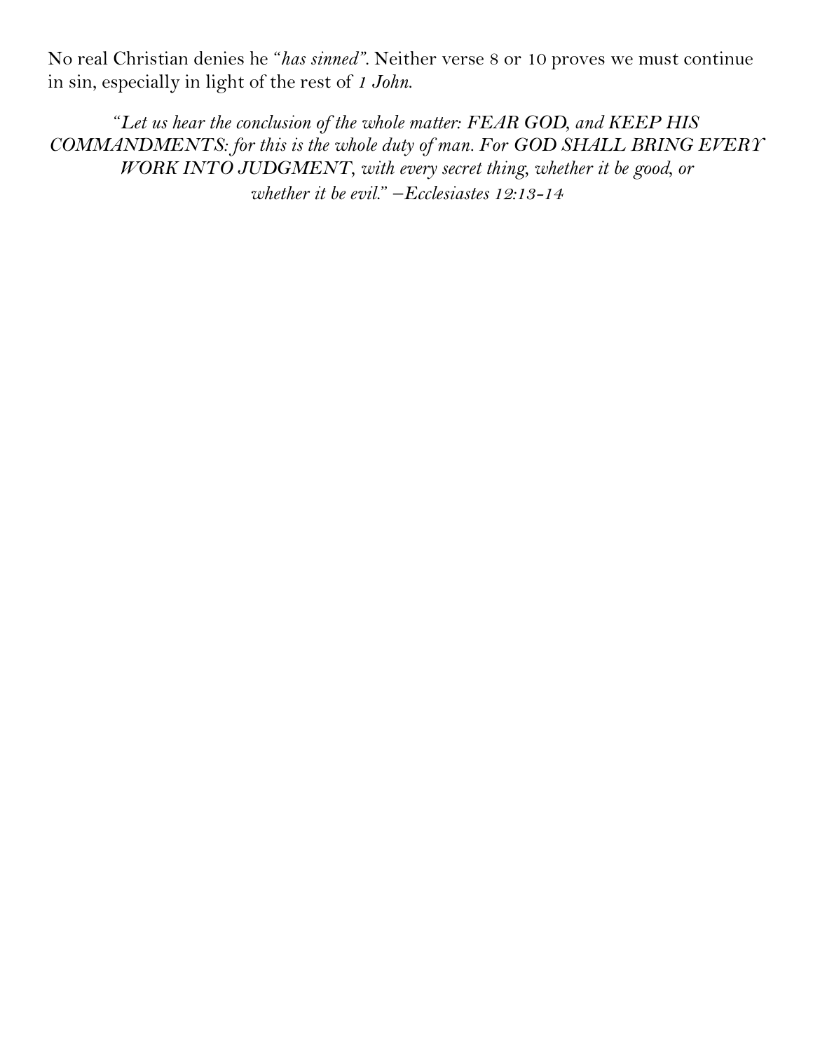No real Christian denies he *"has sinned"*. Neither verse 8 or 10 proves we must continue in sin, especially in light of the rest of *1 John.*

*"Let us hear the conclusion of the whole matter: FEAR GOD, and KEEP HIS COMMANDMENTS: for this is the whole duty of man. For GOD SHALL BRING EVERY WORK INTO JUDGMENT, with every secret thing, whether it be good, or whether it be evil." –Ecclesiastes 12:13-14*